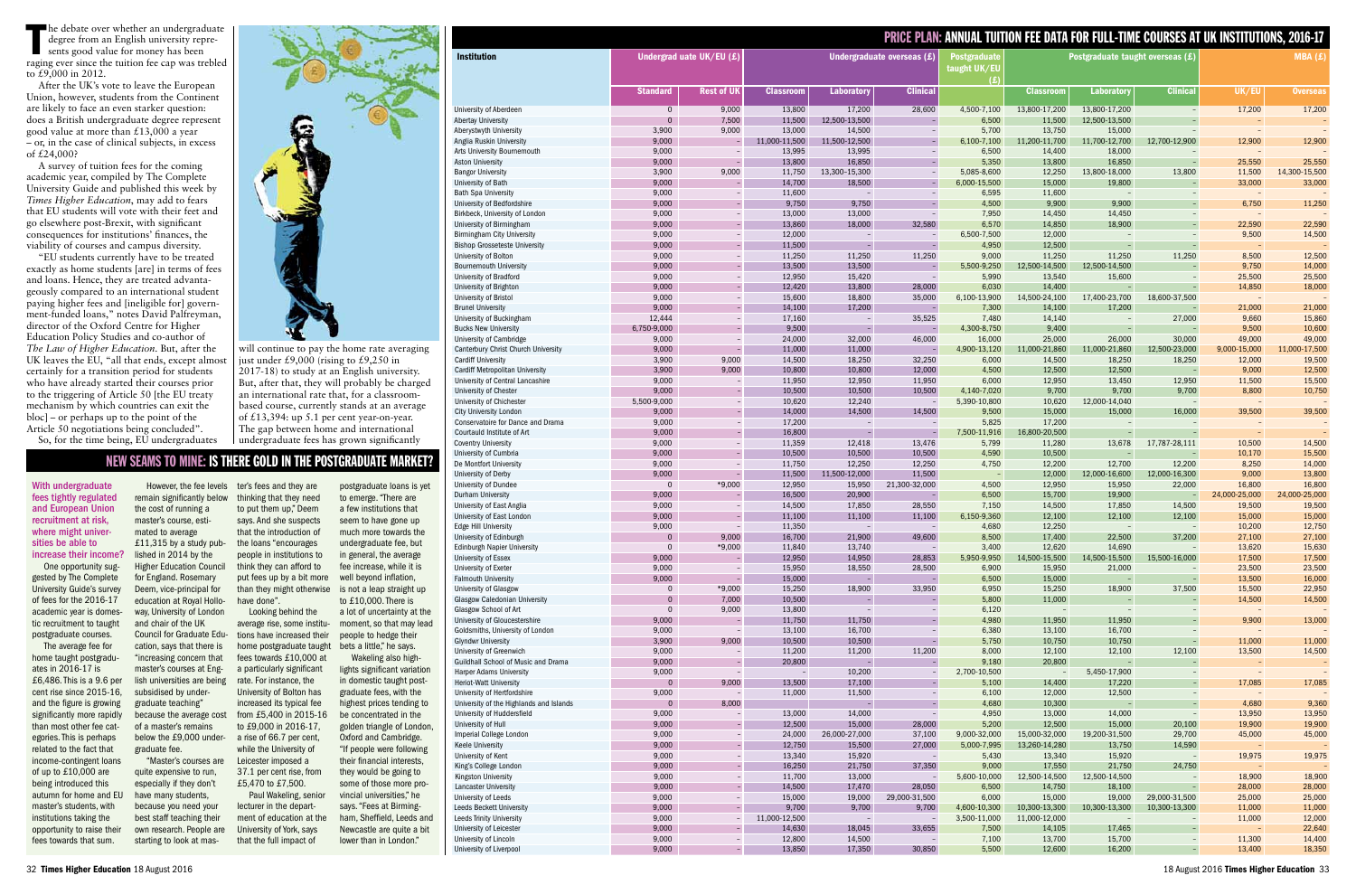The debate over whether an undergraduate degree from an English university represents good value for money has been raging ever since the tuition fee cap was trebled to £9,000 in 2012.

After the UK's vote to leave the European Union, however, students from the Continent are likely to face an even starker question: does a British undergraduate degree represent good value at more than £13,000 a year – or, in the case of clinical subjects, in excess of £24,000?

A survey of tuition fees for the coming academic year, compiled by The Complete University Guide and published this week by *Times Higher Education*, may add to fears that EU students will vote with their feet and go elsewhere post-Brexit, with significant consequences for institutions' finances, the viability of courses and campus diversity.

"EU students currently have to be treated exactly as home students [are] in terms of fees and loans. Hence, they are treated advantageously compared to an international student paying higher fees and [ineligible for] government-funded loans," notes David Palfreyman, director of the Oxford Centre for Higher Education Policy Studies and co-author of *The Law of Higher Education*. But, after the UK leaves the EU, "all that ends, except almost certainly for a transition period for students who have already started their courses prior to the triggering of Article 50 [the EU treaty mechanism by which countries can exit the bloc] – or perhaps up to the point of the Article 50 negotiations being concluded".

So, for the time being, EU undergraduates will continue to pay the home rate averaging just under £9,000 (rising to £9,250 in 2017-18) to study at an English university. But, after that, they will probably be charged an international rate that, for a classroom-based course, currently stands at an average of £13,394: up 5.1 per cent year-on-year. The gap between home and international undergraduate fees has grown significantly

## NEW SEAMS TO MINE: IS THERE GOLD IN THE POSTGRADUATE MARKET?

**With undergraduate fees tightly regulated and European Union recruitment at risk, where might universities be able to increase their income?**

One opportunity suggested by The Complete University Guide's survey of fees for the 2016-17 academic year is domestic recruitment to taught postgraduate courses.

The average fee for home taught postgraduates in 2016-17 is £6,486. This is a 9.6 per cent rise since 2015-16, and the figure is growing significantly more rapidly than most other fee categories. This is perhaps related to the fact that income-contingent loans of up to £10,000 are being introduced this autumn for home and EU master's students, with institutions taking the opportunity to raise their fees towards that sum.

However, the fee levels remain significantly below the cost of running a master's course, estimated to average £11,315 by a study published in 2014 by the Higher Education Council for England. Rosemary Deem, vice-principal for education at Royal Holloway, University of London and chair of the UK Council for Graduate Education, says that there is "increasing concern that master's courses at English universities are being subsidised by undergraduate teaching" because the average cost of a master's remains below the £9,000 undergraduate fee.

"Master's courses are quite expensive to run, especially if they don't have many students, because you need your best staff teaching their own research. People are starting to look at master's fees and they are thinking that they need to put them up," Deem says. And she suspects that the introduction of the loans "encourages people in institutions to think they can afford to put fees up by a bit more than they might otherwise have done".

Looking behind the average rise, some institutions have increased their home postgraduate taught fees towards £10,000 at a particularly significant rate. For instance, the University of Bolton has increased its typical fee from £5,400 in 2015-16 to £9,000 in 2016-17, a rise of 66.7 per cent, while the University of Leicester imposed a 37.1 per cent rise, from £5,470 to £7,500.

Paul Wakeling, senior lecturer in the department of education at the University of York, says that the full impact of postgraduate loans is yet to emerge. "There are a few institutions that seem to have gone up much more towards the undergraduate fee, but in general, the average fee increase, while it is well beyond inflation, is not a leap straight up to £10,000. There is a lot of uncertainty at the moment, so that may lead people to hedge their bets a little," he says.

Wakeling also highlights significant variation in domestic taught postgraduate fees, with the highest prices tending to be concentrated in the golden triangle of London, Oxford and Cambridge. "If people were following their financial interests, they would be going to some of those more provincial universities," he says. "Fees at Birmingham, Sheffield, Leeds and Newcastle are quite a bit lower than in London."

## PRICE PLAN: ANNUAL TUITION FEE DATA FOR FULL-TIME COURSES AT UK INSTITUTIONS, 2016-17

| Institution | Undergraduate UK/EU (£) | | Undergraduate overseas (£) | | | Postgraduate taught UK/EU (£) | Postgraduate taught overseas (£) | | | MBA (£) | |
|---|---|---|---|---|---|---|---|---|---|---|---|
| | Standard | Rest of UK | Classroom | Laboratory | Clinical | | Classroom | Laboratory | Clinical | UK/EU | Overseas |
| University of Aberdeen | 0 | 9,000 | 13,800 | 17,200 | 28,600 | 4,500-7,100 | 13,800-17,200 | 13,800-17,200 | - | 17,200 | 17,200 |
| Abertay University | 0 | 7,500 | 11,500 | 12,500-13,500 | - | 6,500 | 11,500 | 12,500-13,500 | - | - | - |
| Aberystwyth University | 3,900 | 9,000 | 13,000 | 14,500 | - | 5,700 | 13,750 | 15,000 | - | - | - |
| Anglia Ruskin University | 9,000 | - | 11,000-11,500 | 11,500-12,500 | - | 6,100-7,100 | 11,200-11,700 | 11,700-12,700 | 12,700-12,900 | 12,900 | 12,900 |
| Arts University Bournemouth | 9,000 | - | 13,995 | 13,995 | - | 6,500 | 14,400 | 18,000 | - | - | - |
| Aston University | 9,000 | - | 13,800 | 16,850 | - | 5,350 | 13,800 | 16,850 | - | 25,550 | 25,550 |
| Bangor University | 3,900 | 9,000 | 11,750 | 13,300-15,300 | - | 5,085-8,600 | 12,250 | 13,800-18,000 | 13,800 | 11,500 | 14,300-15,500 |
| University of Bath | 9,000 | - | 14,700 | 18,500 | - | 6,000-15,500 | 15,000 | 19,800 | - | 33,000 | 33,000 |
| Bath Spa University | 9,000 | - | 11,600 | - | - | 6,595 | 11,600 | - | - | - | - |
| University of Bedfordshire | 9,000 | - | 9,750 | 9,750 | - | 4,500 | 9,900 | 9,900 | - | 6,750 | 11,250 |
| Birkbeck, University of London | 9,000 | - | 13,000 | 13,000 | - | 7,950 | 14,450 | 14,450 | - | - | - |
| University of Birmingham | 9,000 | - | 13,860 | 18,000 | 32,580 | 6,570 | 14,850 | 18,900 | - | 22,590 | 22,590 |
| Birmingham City University | 9,000 | - | 12,000 | - | - | 6,500-7,500 | 12,000 | - | - | 9,500 | 14,500 |
| Bishop Grosseteste University | 9,000 | - | 11,500 | - | - | 4,950 | 12,500 | - | - | - | - |
| University of Bolton | 9,000 | - | 11,250 | 11,250 | 11,250 | 9,000 | 11,250 | 11,250 | 11,250 | 8,500 | 12,500 |
| Bournemouth University | 9,000 | - | 13,500 | 13,500 | - | 5,500-9,250 | 12,500-14,500 | 12,500-14,500 | - | 9,750 | 14,000 |
| University of Bradford | 9,000 | - | 12,950 | 15,420 | - | 5,990 | 13,540 | 15,600 | - | 25,500 | 25,500 |
| University of Brighton | 9,000 | - | 12,420 | 13,800 | 28,000 | 6,030 | 14,400 | - | - | 14,850 | 18,000 |
| University of Bristol | 9,000 | - | 15,600 | 18,800 | 35,000 | 6,100-13,900 | 14,500-24,100 | 17,400-23,700 | 18,600-37,500 | - | - |
| Brunel University | 9,000 | - | 14,100 | 17,200 | - | 7,300 | 14,100 | 17,200 | - | 21,000 | 21,000 |
| University of Buckingham | 12,444 | - | 17,160 | - | 35,525 | 7,480 | 14,140 | - | 27,000 | 9,660 | 15,860 |
| Bucks New University | 6,750-9,000 | - | 9,500 | - | - | 4,300-8,750 | 9,400 | - | - | 9,500 | 10,600 |
| University of Cambridge | 9,000 | - | 24,000 | 32,000 | 46,000 | 16,000 | 25,000 | 26,000 | 30,000 | 49,000 | 49,000 |
| Canterbury Christ Church University | 9,000 | - | 11,000 | 11,000 | - | 4,900-13,120 | 11,000-21,860 | 11,000-21,860 | 12,500-23,000 | 9,000-15,000 | 11,000-17,500 |
| Cardiff University | 3,900 | 9,000 | 14,500 | 18,250 | 32,250 | 6,000 | 14,500 | 18,250 | 18,250 | 12,000 | 19,500 |
| Cardiff Metropolitan University | 3,900 | 9,000 | 10,800 | 10,800 | 12,000 | 4,500 | 12,500 | 12,500 | - | 9,000 | 12,500 |
| University of Central Lancashire | 9,000 | - | 11,950 | 12,950 | 11,950 | 6,000 | 12,950 | 13,450 | 12,950 | 11,500 | 15,500 |
| University of Chester | 9,000 | - | 10,500 | 10,500 | 10,500 | 4,140-7,020 | 9,700 | 9,700 | 9,700 | 8,800 | 10,750 |
| University of Chichester | 5,500-9,000 | - | 10,620 | 12,240 | - | 5,390-10,800 | 10,620 | 12,000-14,040 | - | - | - |
| City University London | 9,000 | - | 14,000 | 14,500 | 14,500 | 9,500 | 15,000 | 15,000 | 16,000 | 39,500 | 39,500 |
| Conservatoire for Dance and Drama | 9,000 | - | 17,200 | - | - | 5,825 | 17,200 | - | - | - | - |
| Courtauld Institute of Art | 9,000 | - | 16,800 | - | - | 7,500-11,916 | 16,800-20,500 | - | - | - | - |
| Coventry University | 9,000 | - | 11,359 | 12,418 | 13,476 | 5,799 | 11,280 | 13,678 | 17,787-28,111 | 10,500 | 14,500 |
| University of Cumbria | 9,000 | - | 10,500 | 10,500 | 10,500 | 4,590 | 10,500 | - | - | 10,170 | 15,500 |
| De Montfort University | 9,000 | - | 11,750 | 12,250 | 12,250 | 4,750 | 12,200 | 12,700 | 12,200 | 8,250 | 14,000 |
| University of Derby | 9,000 | - | 11,500 | 11,500-12,000 | 11,500 | - | 12,000 | 12,000-16,600 | 12,000-16,300 | 9,000 | 13,800 |
| University of Dundee | 0 | *9,000 | 12,950 | 15,950 | 21,300-32,000 | 4,500 | 12,950 | 15,950 | 22,000 | 16,800 | 16,800 |
| Durham University | 9,000 | - | 16,500 | 20,900 | - | 6,500 | 15,700 | 19,900 | - | 24,000-25,000 | 24,000-25,000 |
| University of East Anglia | 9,000 | - | 14,500 | 17,850 | 28,550 | 7,150 | 14,500 | 17,850 | 14,500 | 19,500 | 19,500 |
| University of East London | 9,000 | - | 11,100 | 11,100 | 11,100 | 6,150-9,360 | 12,100 | 12,100 | 12,100 | 15,000 | 15,000 |
| Edge Hill University | 9,000 | - | 11,350 | - | - | 4,680 | 12,250 | - | - | 10,200 | 12,750 |
| University of Edinburgh | 0 | 9,000 | 16,700 | 21,900 | 49,600 | 8,500 | 17,400 | 22,500 | 37,200 | 27,100 | 27,100 |
| Edinburgh Napier University | 0 | *9,000 | 11,840 | 13,740 | - | 3,400 | 12,620 | 14,690 | - | 13,620 | 15,630 |
| University of Essex | 9,000 | - | 12,950 | 14,950 | 28,853 | 5,950-9,950 | 14,500-15,500 | 14,500-15,500 | 15,500-16,000 | 17,500 | 17,500 |
| University of Exeter | 9,000 | - | 15,950 | 18,550 | 28,500 | 6,900 | 15,950 | 21,000 | - | 23,500 | 23,500 |
| Falmouth University | 9,000 | - | 15,000 | - | - | 6,500 | 15,000 | - | - | 13,500 | 16,000 |
| University of Glasgow | 0 | *9,000 | 15,250 | 18,900 | 33,950 | 6,950 | 15,250 | 18,900 | 37,500 | 15,500 | 22,950 |
| Glasgow Caledonian University | 0 | 7,000 | 10,500 | - | - | 5,800 | 11,000 | - | - | 14,500 | 14,500 |
| Glasgow School of Art | 0 | 9,000 | 13,800 | - | - | 6,120 | - | - | - | - | - |
| University of Gloucestershire | 9,000 | - | 11,750 | 11,750 | - | 4,980 | 11,950 | 11,950 | - | 9,900 | 13,000 |
| Goldsmiths, University of London | 9,000 | - | 13,100 | 16,700 | - | 6,380 | 13,100 | 16,700 | - | - | - |
| Glyndwr University | 3,900 | 9,000 | 10,500 | 10,500 | - | 5,750 | 10,750 | 10,750 | - | 11,000 | 11,000 |
| University of Greenwich | 9,000 | - | 11,200 | 11,200 | 11,200 | 8,000 | 12,100 | 12,100 | 12,100 | 13,500 | 14,500 |
| Guildhall School of Music and Drama | 9,000 | - | 20,800 | - | - | 9,180 | 20,800 | - | - | - | - |
| Harper Adams University | 9,000 | - | - | 10,200 | - | 2,700-10,500 | - | 5,450-17,900 | - | - | - |
| Heriot-Watt University | 0 | 9,000 | 13,500 | 17,100 | - | 5,100 | 14,400 | 17,220 | - | 17,085 | 17,085 |
| University of Hertfordshire | 9,000 | - | 11,000 | 11,500 | - | 6,100 | 12,000 | 12,500 | - | - | - |
| University of the Highlands and Islands | 0 | 8,000 | - | - | - | 4,680 | 10,300 | - | - | 4,680 | 9,360 |
| University of Huddersfield | 9,000 | - | 13,000 | 14,000 | - | 4,950 | 13,000 | 14,000 | - | 13,950 | 13,950 |
| University of Hull | 9,000 | - | 12,500 | 15,000 | 28,000 | 5,200 | 12,500 | 15,000 | 20,100 | 19,900 | 19,900 |
| Imperial College London | 9,000 | - | 24,000 | 26,000-27,000 | 37,100 | 9,000-32,000 | 15,000-32,000 | 19,200-31,500 | 29,700 | 45,000 | 45,000 |
| Keele University | 9,000 | - | 12,750 | 15,500 | 27,000 | 5,000-7,995 | 13,260-14,280 | 13,750 | 14,590 | - | - |
| University of Kent | 9,000 | - | 13,340 | 15,920 | - | 5,430 | 13,340 | 15,920 | - | 19,975 | 19,975 |
| King's College London | 9,000 | - | 16,250 | 21,750 | 37,350 | 9,000 | 17,550 | 21,750 | 24,750 | - | - |
| Kingston University | 9,000 | - | 11,700 | 13,000 | - | 5,600-10,000 | 12,500-14,500 | 12,500-14,500 | - | 18,900 | 18,900 |
| Lancaster University | 9,000 | - | 14,500 | 17,470 | 28,050 | 6,500 | 14,750 | 18,100 | - | 28,000 | 28,000 |
| University of Leeds | 9,000 | - | 15,000 | 19,000 | 29,000-31,500 | 6,000 | 15,000 | 19,000 | 29,000-31,500 | 25,000 | 25,000 |
| Leeds Beckett University | 9,000 | - | 9,700 | 9,700 | 9,700 | 4,600-10,300 | 10,300-13,300 | 10,300-13,300 | 10,300-13,300 | 11,000 | 11,000 |
| Leeds Trinity University | 9,000 | - | 11,000-12,500 | - | - | 3,500-11,000 | 11,000-12,000 | - | - | 11,000 | 12,000 |
| University of Leicester | 9,000 | - | 14,630 | 18,045 | 33,655 | 7,500 | 14,105 | 17,465 | - | - | 22,640 |
| University of Lincoln | 9,000 | - | 12,800 | 14,500 | - | 7,100 | 13,700 | 15,700 | - | 11,300 | 14,400 |
| University of Liverpool | 9,000 | - | 13,850 | 17,350 | 30,850 | 5,500 | 12,600 | 16,200 | - | 13,400 | 18,350 |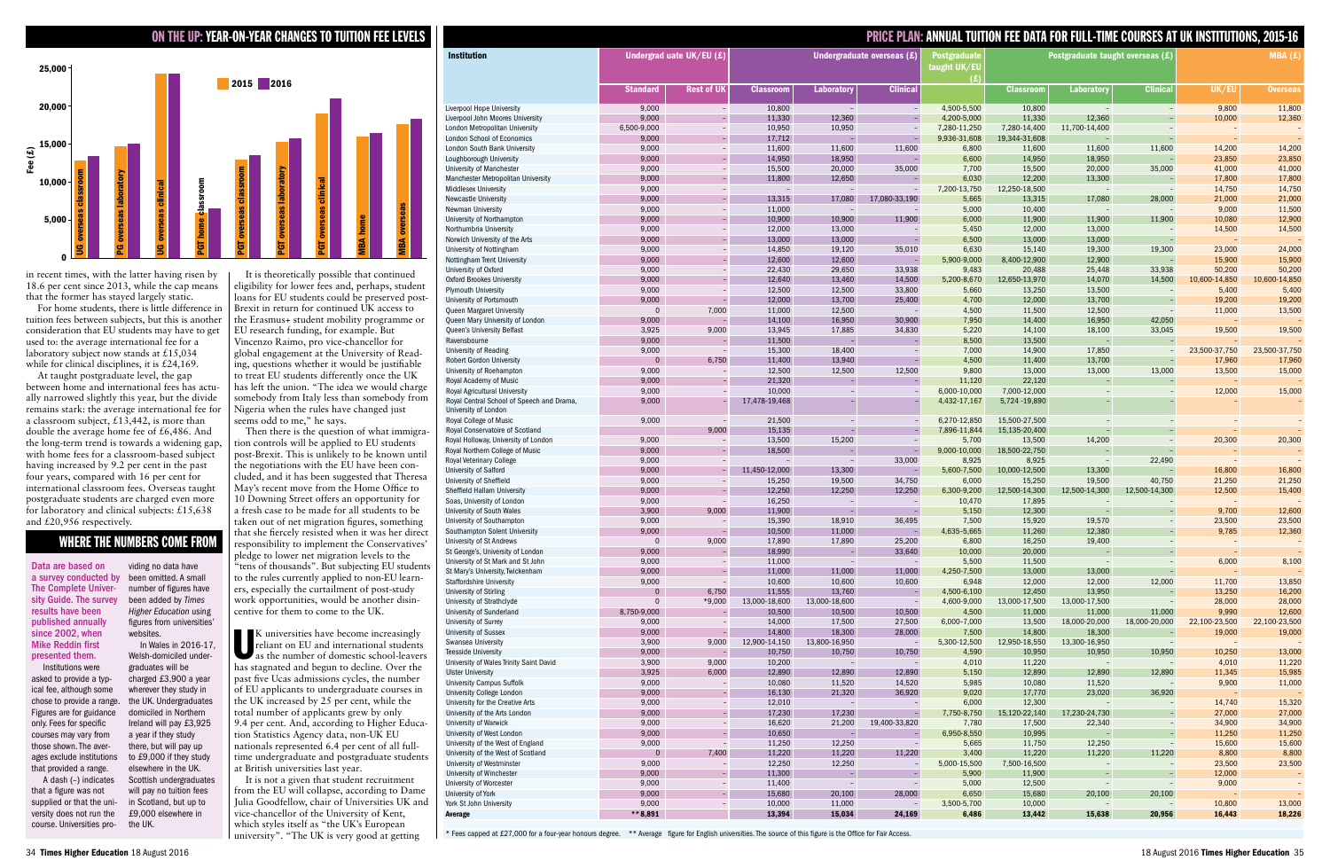## ON THE UP: YEAR-ON-YEAR CHANGES TO TUITION FEE LEVELS

Fee (£)

25,000
20,000
15,000
10,000
5,000
0

2015
2016

UG overseas classroom
PG overseas laboratory
UG overseas clinical
PGT home classroom
PGT overseas classroom
PGT overseas laboratory
PGT overseas clinical
MBA home
MBA overseas

in recent times, with the latter having risen by 18.6 per cent since 2013, while the cap means that the former has stayed largely static.

For home students, there is little difference in tuition fees between subjects, but this is another consideration that EU students may have to get used to: the average international fee for a laboratory subject now stands at £15,034 while for clinical disciplines, it is £24,169.

At taught postgraduate level, the gap between home and international fees has actually narrowed slightly this year, but the divide remains stark: the average international fee for a classroom subject, £13,442, is more than double the average home fee of £6,486. And the long-term trend is towards a widening gap, with home fees for a classroom-based subject having increased by 9.2 per cent in the past four years, compared with 16 per cent for international classroom fees. Overseas taught postgraduate students are charged even more for laboratory and clinical subjects: £15,638 and £20,956 respectively.

It is theoretically possible that continued eligibility for lower fees and, perhaps, student loans for EU students could be preserved post-Brexit in return for continued UK access to the Erasmus+ student mobility programme or EU research funding, for example. But Vincenzo Raimo, pro vice-chancellor for global engagement at the University of Reading, questions whether it would be justifiable to treat EU students differently once the UK has left the union. "The idea we would charge somebody from Italy less than somebody from Nigeria when the rules have changed just seems odd to me," he says.

Then there is the question of what immigration controls will be applied to EU students post-Brexit. This is unlikely to be known until the negotiations with the EU have been concluded, and it has been suggested that Theresa May's recent move from the Home Office to 10 Downing Street offers an opportunity for a fresh case to be made for all students to be taken out of net migration figures, something that she fiercely resisted when it was her direct responsibility to implement the Conservatives' pledge to lower net migration levels to the "tens of thousands". But subjecting EU students to the rules currently applied to non-EU learners, especially the curtailment of post-study work opportunities, would be another disincentive for them to come to the UK.

UK universities have become increasingly reliant on EU and international students as the number of domestic school-leavers has stagnated and begun to decline. Over the past five Ucas admissions cycles, the number of EU applicants to undergraduate courses in the UK increased by 25 per cent, while the total number of applicants grew by only 9.4 per cent. And, according to Higher Education Statistics Agency data, non-UK EU nationals represented 6.4 per cent of all full-time undergraduate and postgraduate students at British universities last year.

It is not a given that student recruitment from the EU will collapse, according to Dame Julia Goodfellow, chair of Universities UK and vice-chancellor of the University of Kent, which styles itself as "the UK's European university". "The UK is very good at getting

### WHERE THE NUMBERS COME FROM

**Data are based on a survey conducted by The Complete University Guide. The survey results have been published annually since 2002, when Mike Reddin first presented them.**

Institutions were asked to provide a typical fee, although some chose to provide a range. Figures are for guidance only. Fees for specific courses may vary from those shown. The averages exclude institutions that provided a range.

A dash (–) indicates that a figure was not supplied or that the university does not run the course. Universities providing no data have been omitted. A small number of figures have been added by *Times Higher Education* using figures from universities' websites.

In Wales in 2016-17, Welsh-domiciled undergraduates will be charged £3,900 a year wherever they study in the UK. Undergraduates domiciled in Northern Ireland will pay £3,925 a year if they study there, but will pay up to £9,000 if they study elsewhere in the UK. Scottish undergraduates will pay no tuition fees in Scotland, but up to £9,000 elsewhere in the UK.

## PRICE PLAN: ANNUAL TUITION FEE DATA FOR FULL-TIME COURSES AT UK INSTITUTIONS, 2015-16

| Institution | Undergraduate UK/EU (£) | | Undergraduate overseas (£) | | | Postgraduate taught UK/EU (£) | Postgraduate taught overseas (£) | | | MBA (£) | |
|---|---|---|---|---|---|---|---|---|---|---|---|
| | Standard | Rest of UK | Classroom | Laboratory | Clinical | | Classroom | Laboratory | Clinical | UK/EU | Overseas |
| Liverpool Hope University | 9,000 | - | 10,800 | - | - | 4,500-5,500 | 10,800 | - | - | 9,800 | 11,800 |
| Liverpool John Moores University | 9,000 | - | 11,330 | 12,360 | - | 4,200-5,000 | 11,330 | 12,360 | - | 10,000 | 12,360 |
| London Metropolitan University | 6,500-9,000 | - | 10,950 | 10,950 | - | 7,280-11,250 | 7,280-14,400 | 11,700-14,400 | - | - | - |
| London School of Economics | 9,000 | - | 17,712 | - | - | 9,936-31,608 | 19,344-31,608 | - | - | - | - |
| London South Bank University | 9,000 | - | 11,600 | 11,600 | 11,600 | 6,800 | 11,600 | 11,600 | 11,600 | 14,200 | 14,200 |
| Loughborough University | 9,000 | - | 14,950 | 18,950 | - | 6,600 | 14,950 | 18,950 | - | 23,850 | 23,850 |
| University of Manchester | 9,000 | - | 15,500 | 20,000 | 35,000 | 7,700 | 15,500 | 20,000 | 35,000 | 41,000 | 41,000 |
| Manchester Metropolitan University | 9,000 | - | 11,800 | 12,650 | - | 6,030 | 12,200 | 13,300 | - | 17,800 | 17,800 |
| Middlesex University | 9,000 | - | - | - | - | 7,200-13,750 | 12,250-18,500 | - | - | 14,750 | 14,750 |
| Newcastle University | 9,000 | - | 13,315 | 17,080 | 17,080-33,190 | 5,665 | 13,315 | 17,080 | 28,000 | 21,000 | 21,000 |
| Newman University | 9,000 | - | 11,000 | - | - | 5,000 | 10,400 | - | - | 9,000 | 11,500 |
| University of Northampton | 9,000 | - | 10,900 | 10,900 | 11,900 | 6,000 | 11,900 | 11,900 | 11,900 | 10,080 | 12,900 |
| Northumbria University | 9,000 | - | 12,000 | 13,000 | - | 5,450 | 12,000 | 13,000 | - | 14,500 | 14,500 |
| Norwich University of the Arts | 9,000 | - | 13,000 | 13,000 | - | 6,500 | 13,000 | 13,000 | - | - | - |
| University of Nottingham | 9,000 | - | 14,850 | 19,120 | 35,010 | 6,630 | 15,140 | 19,300 | 19,300 | 23,000 | 24,000 |
| Nottingham Trent University | 9,000 | - | 12,600 | 12,600 | - | 5,900-9,000 | 8,400-12,900 | 12,900 | - | 15,900 | 15,900 |
| University of Oxford | 9,000 | - | 22,430 | 29,650 | 33,938 | 9,483 | 20,488 | 25,448 | 33,938 | 50,200 | 50,200 |
| Oxford Brookes University | 9,000 | - | 12,640 | 13,460 | 14,500 | 5,200-8,670 | 12,650-13,970 | 14,070 | 14,500 | 10,600-14,850 | 10,600-14,850 |
| Plymouth University | 9,000 | - | 12,500 | 12,500 | 33,800 | 5,660 | 13,250 | 13,500 | - | 5,400 | 5,400 |
| University of Portsmouth | 9,000 | - | 12,000 | 13,700 | 25,400 | 4,700 | 12,000 | 13,700 | - | 19,200 | 19,200 |
| Queen Margaret University | 0 | 7,000 | 11,000 | 12,500 | - | 4,500 | 11,500 | 12,500 | - | 11,000 | 13,500 |
| Queen Mary University of London | 9,000 | - | 14,100 | 16,950 | 30,900 | 7,950 | 14,400 | 16,950 | 42,050 | - | - |
| Queen's University Belfast | 3,925 | 9,000 | 13,945 | 17,885 | 34,830 | 5,220 | 14,100 | 18,100 | 33,045 | 19,500 | 19,500 |
| Ravensbourne | 9,000 | - | 11,500 | - | - | 8,500 | 13,500 | - | - | - | - |
| University of Reading | 9,000 | - | 15,300 | 18,400 | - | 7,000 | 14,900 | 17,850 | - | 23,500-37,750 | 23,500-37,750 |
| Robert Gordon University | 0 | 6,750 | 11,400 | 13,940 | - | 4,500 | 11,400 | 13,700 | - | 17,960 | 17,960 |
| University of Roehampton | 9,000 | - | 12,500 | 12,500 | 12,500 | 9,800 | 13,000 | 13,000 | 13,000 | 13,500 | 15,000 |
| Royal Academy of Music | 9,000 | - | 21,320 | - | - | 11,120 | 22,120 | - | - | - | - |
| Royal Agricultural University | 9,000 | - | 10,000 | - | - | 6,000-10,000 | 7,000-12,000 | - | - | 12,000 | 15,000 |
| Royal Central School of Speech and Drama, University of London | 9,000 | - | 17,478-19,468 | - | - | 4,432-17,167 | 5,724-19,890 | - | - | - | - |
| Royal College of Music | 9,000 | - | 21,500 | - | - | 6,270-12,850 | 15,500-27,500 | - | - | - | - |
| Royal Conservatoire of Scotland | | 9,000 | 15,135 | - | - | 7,896-11,844 | 15,135-20,400 | - | - | - | - |
| Royal Holloway, University of London | 9,000 | - | 13,500 | 15,200 | - | 5,700 | 13,500 | 14,200 | - | 20,300 | 20,300 |
| Royal Northern College of Music | 9,000 | - | 18,500 | - | - | 9,000-10,000 | 18,500-22,750 | - | - | - | - |
| Royal Veterinary College | 9,000 | - | - | - | 33,000 | 8,925 | 8,925 | - | 22,490 | - | - |
| University of Salford | 9,000 | - | 11,450-12,000 | 13,300 | - | 5,600-7,500 | 10,000-12,500 | 13,300 | - | 16,800 | 16,800 |
| University of Sheffield | 9,000 | - | 15,250 | 19,500 | 34,750 | 6,000 | 15,250 | 19,500 | 40,750 | 21,250 | 21,250 |
| Sheffield Hallam University | 9,000 | - | 12,250 | 12,250 | 12,250 | 6,300-9,200 | 12,500-14,300 | 12,500-14,300 | 12,500-14,300 | 12,500 | 15,400 |
| Soas, University of London | 9,000 | - | 16,250 | - | - | 10,470 | 17,895 | - | - | - | - |
| University of South Wales | 3,900 | 9,000 | 11,900 | - | - | 5,150 | 12,300 | - | - | 9,700 | 12,600 |
| University of Southampton | 9,000 | - | 15,390 | 18,910 | 36,495 | 7,500 | 15,920 | 19,570 | - | 23,500 | 23,500 |
| Southampton Solent University | 9,000 | - | 10,500 | 11,000 | - | 4,635-5,665 | 11,260 | 12,380 | - | 9,785 | 12,360 |
| University of St Andrews | 0 | 9,000 | 17,890 | 17,890 | 25,200 | 6,800 | 16,250 | 19,400 | - | - | - |
| St George's, University of London | 9,000 | - | 18,990 | - | 33,640 | 10,000 | 20,000 | - | - | - | - |
| University of St Mark and St John | 9,000 | - | 11,000 | - | - | 5,500 | 11,500 | - | - | 6,000 | 8,100 |
| St Mary's University, Twickenham | 9,000 | - | 11,000 | 11,000 | 11,000 | 4,250-7,500 | 13,000 | 13,000 | - | - | - |
| Staffordshire University | 9,000 | - | 10,600 | 10,600 | 10,600 | 6,948 | 12,000 | 12,000 | 12,000 | 11,700 | 13,850 |
| University of Stirling | 0 | 6,750 | 11,555 | 13,760 | - | 4,500-6,100 | 12,450 | 13,950 | - | 13,250 | 16,200 |
| University of Strathclyde | 0 | *9,000 | 13,000-18,600 | 13,000-18,600 | - | 4,600-9,000 | 13,000-17,500 | 13,000-17,500 | - | 28,000 | 28,000 |
| University of Sunderland | 8,750-9,000 | - | 10,500 | 10,500 | 10,500 | 4,500 | 11,000 | 11,000 | 11,000 | 9,990 | 12,600 |
| University of Surrey | 9,000 | - | 14,000 | 17,500 | 27,500 | 6,000-7,000 | 13,500 | 18,000-20,000 | 18,000-20,000 | 22,100-23,500 | 22,100-23,500 |
| University of Sussex | 9,000 | - | 14,800 | 18,300 | 28,000 | 7,500 | 14,800 | 18,300 | - | 19,000 | 19,000 |
| Swansea University | 3,900 | 9,000 | 12,900-14,150 | 13,800-16,950 | - | 5,300-12,500 | 12,950-18,550 | 13,300-16,950 | - | - | - |
| Teesside University | 9,000 | - | 10,750 | 10,750 | 10,750 | 4,590 | 10,950 | 10,950 | 10,950 | 10,250 | 13,000 |
| University of Wales Trinity Saint David | 3,900 | 9,000 | 10,200 | - | - | 4,010 | 11,220 | - | - | 4,010 | 11,220 |
| Ulster University | 3,925 | 6,000 | 12,890 | 12,890 | 12,890 | 5,150 | 12,890 | 12,890 | 12,890 | 11,345 | 15,985 |
| University Campus Suffolk | 9,000 | - | 10,080 | 11,520 | 14,520 | 5,985 | 10,080 | 11,520 | - | 9,900 | 11,000 |
| University College London | 9,000 | - | 16,130 | 21,320 | 36,920 | 9,020 | 17,770 | 23,020 | 36,920 | - | - |
| University for the Creative Arts | 9,000 | - | 12,010 | - | - | 6,000 | 12,300 | - | - | 14,740 | 15,320 |
| University of the Arts London | 9,000 | - | 17,230 | 17,230 | - | 7,750-8,750 | 15,120-22,140 | 17,230-24,730 | - | 27,000 | 27,000 |
| University of Warwick | 9,000 | - | 16,620 | 21,200 | 19,400-33,820 | 7,780 | 17,500 | 22,340 | - | 34,900 | 34,900 |
| University of West London | 9,000 | - | 10,650 | - | - | 6,950-8,550 | 10,995 | - | - | 11,250 | 11,250 |
| University of the West of England | 9,000 | - | 11,250 | 12,250 | - | 5,665 | 11,750 | 12,250 | - | 15,600 | 15,600 |
| University of the West of Scotland | 0 | 7,400 | 11,220 | 11,220 | 11,220 | 3,400 | 11,220 | 11,220 | 11,220 | 8,800 | 8,800 |
| University of Westminster | 9,000 | - | 12,250 | 12,250 | - | 5,000-15,500 | 7,500-16,500 | - | - | 23,500 | 23,500 |
| University of Winchester | 9,000 | - | 11,300 | - | - | 5,900 | 11,900 | - | - | 12,000 | - |
| University of Worcester | 9,000 | - | 11,400 | - | - | 5,000 | 12,500 | - | - | 9,000 | - |
| University of York | 9,000 | - | 15,680 | 20,100 | 28,000 | 6,650 | 15,680 | 20,100 | 20,100 | - | - |
| York St John University | 9,000 | - | 10,000 | 11,000 | - | 3,500-5,700 | 10,000 | - | - | 10,800 | 13,000 |
| **Average** | **\*\*8,891** | | **13,394** | **15,034** | **24,169** | **6,486** | **13,442** | **15,638** | **20,956** | **16,443** | **18,226** |

\* Fees capped at £27,000 for a four-year honours degree. \*\* Average figure for English universities. The source of this figure is the Office for Fair Access.